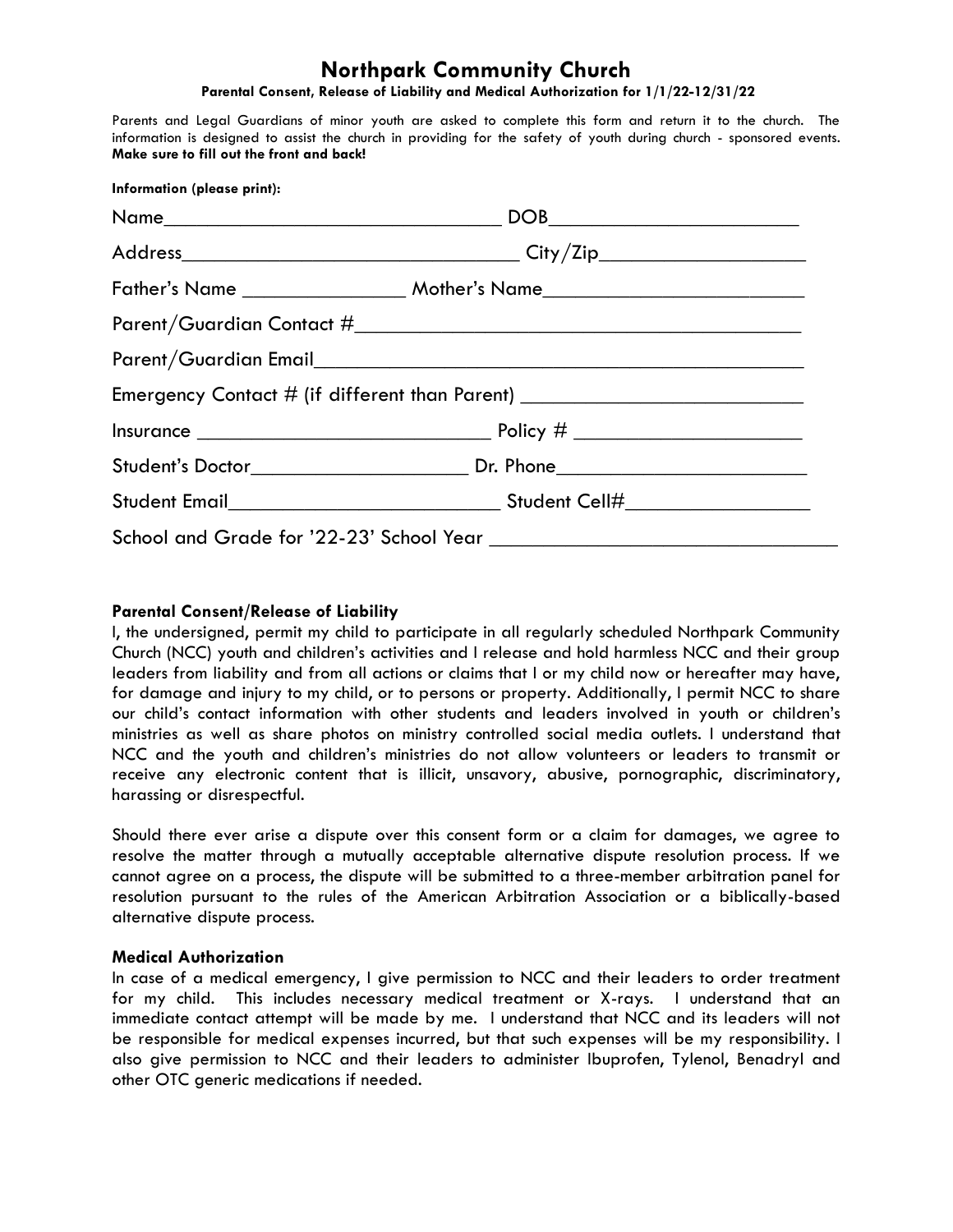# Northpark Community Church

**Parental Consent, Release of Liability and Medical Authorization for 1/1/22-12/31/22**

Parents and Legal Guardians of minor youth are asked to complete this form and return it to the church. The information is designed to assist the church in providing for the safety of youth during church - sponsored events. **Make sure to fill out the front and back!**

**Information (please print):**

Name________________________________ DOB_______________________

Address________________________________ City/Zip___________________

Father's Name _______________ Mother's Name________________________

Parent/Guardian Contact #_________________________________________

Parent/Guardian Email____________________________________________

Emergency Contact # (if different than Parent) __________________________

Insurance ___________________________ Policy # _____________________

Student's Doctor____________________ Dr. Phone_______________________

Student Email_________________________ Student Cell#_________________

School and Grade for '22-23' School Year _______________________________

### Parental Consent/Release of Liability

I, the undersigned, permit my child to participate in all regularly scheduled Northpark Community Church (NCC) youth and children's activities and I release and hold harmless NCC and their group leaders from liability and from all actions or claims that I or my child now or hereafter may have, for damage and injury to my child, or to persons or property. Additionally, I permit NCC to share our child's contact information with other students and leaders involved in youth or children's ministries as well as share photos on ministry controlled social media outlets. I understand that NCC and the youth and children's ministries do not allow volunteers or leaders to transmit or receive any electronic content that is illicit, unsavory, abusive, pornographic, discriminatory, harassing or disrespectful.

Should there ever arise a dispute over this consent form or a claim for damages, we agree to resolve the matter through a mutually acceptable alternative dispute resolution process. If we cannot agree on a process, the dispute will be submitted to a three-member arbitration panel for resolution pursuant to the rules of the American Arbitration Association or a biblically-based alternative dispute process.

### Medical Authorization

In case of a medical emergency, I give permission to NCC and their leaders to order treatment for my child. This includes necessary medical treatment or X-rays. I understand that an immediate contact attempt will be made by me. I understand that NCC and its leaders will not be responsible for medical expenses incurred, but that such expenses will be my responsibility. I also give permission to NCC and their leaders to administer Ibuprofen, Tylenol, Benadryl and other OTC generic medications if needed.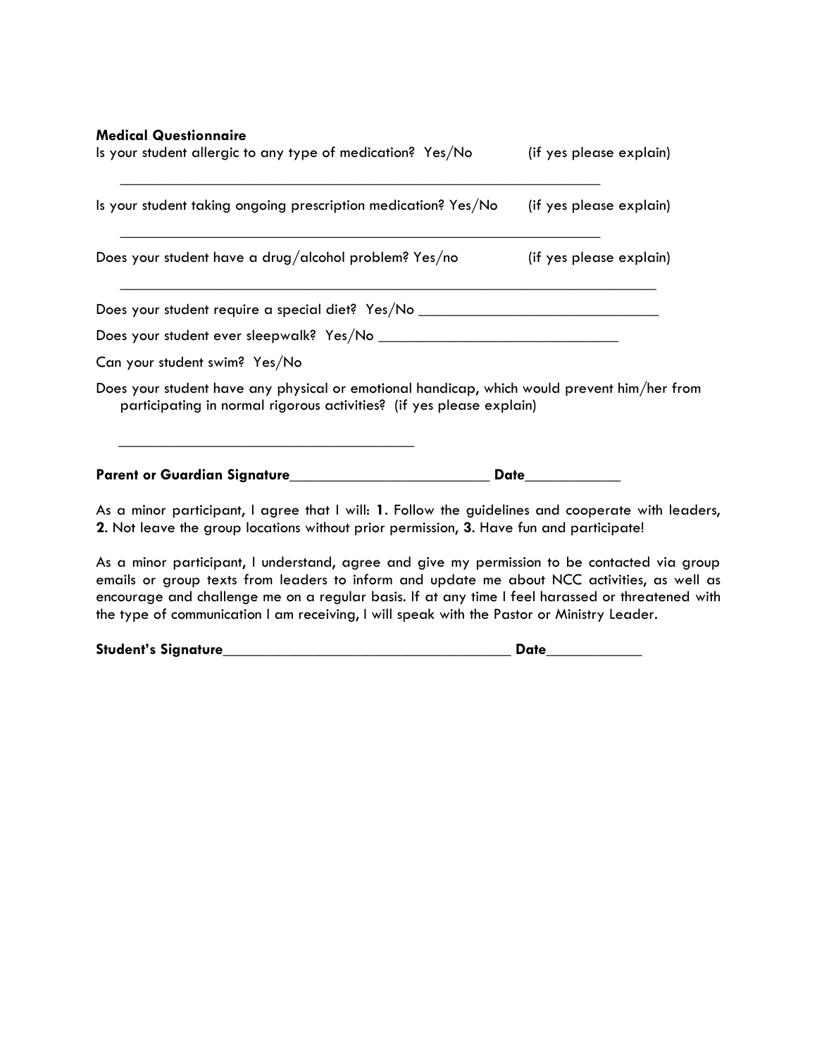**Medical Questionnaire**

Is your student allergic to any type of medication? Yes/No (if yes please explain)

______________________________________________________________

Is your student taking ongoing prescription medication? Yes/No (if yes please explain)

______________________________________________________________

Does your student have a drug/alcohol problem? Yes/no (if yes please explain)

______________________________________________________________________

Does your student require a special diet? Yes/No _______________________________

Does your student ever sleepwalk? Yes/No ______________________________

Can your student swim? Yes/No

Does your student have any physical or emotional handicap, which would prevent him/her from participating in normal rigorous activities? (if yes please explain)

______________________________________

**Parent or Guardian Signature**__________________________ **Date**____________

As a minor participant, I agree that I will: **1**. Follow the guidelines and cooperate with leaders, **2**. Not leave the group locations without prior permission, **3**. Have fun and participate!

As a minor participant, I understand, agree and give my permission to be contacted via group emails or group texts from leaders to inform and update me about NCC activities, as well as encourage and challenge me on a regular basis. If at any time I feel harassed or threatened with the type of communication I am receiving, I will speak with the Pastor or Ministry Leader.

**Student's Signature**_____________________________________ **Date**____________